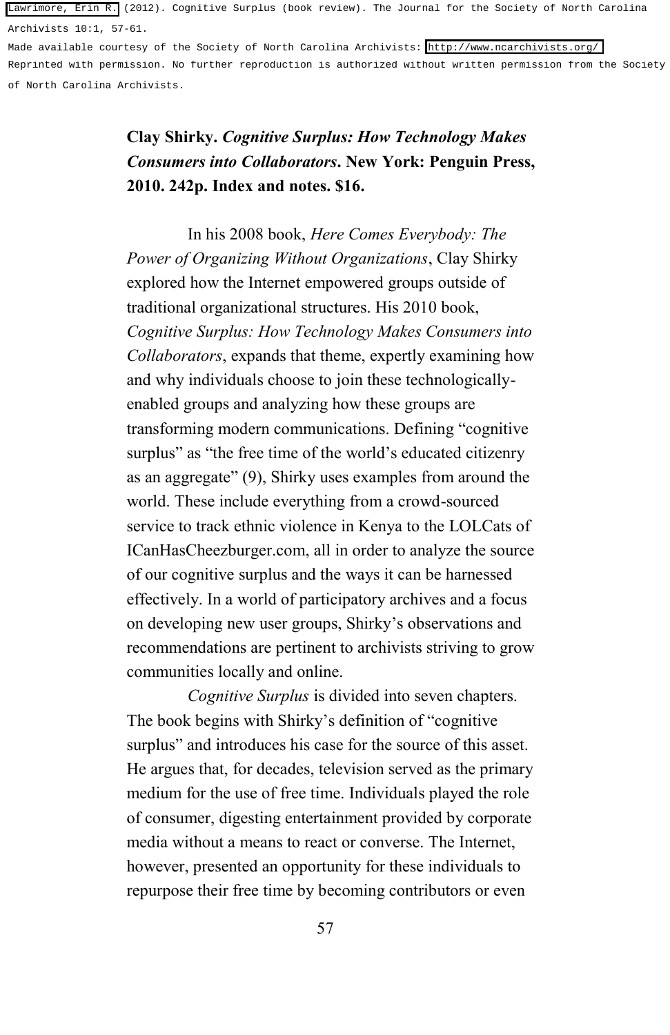Lawrimore, Erin R. (2012). Cognitive Surplus (book review). The Journal for the Society of North Carolina Archivists 10:1, 57-61.

Made available courtesy of the Society of North Carolina Archivists: http://www.ncarchivists.org/

Reprinted with permission. No further reproduction is authorized without written permission from the Society of North Carolina Archivists.

**Clay Shirky. *Cognitive Surplus: How Technology Makes Consumers into Collaborators*. New York: Penguin Press, 2010. 242p. Index and notes. $16.**

In his 2008 book, *Here Comes Everybody: The Power of Organizing Without Organizations*, Clay Shirky explored how the Internet empowered groups outside of traditional organizational structures. His 2010 book, *Cognitive Surplus: How Technology Makes Consumers into Collaborators*, expands that theme, expertly examining how and why individuals choose to join these technologically-enabled groups and analyzing how these groups are transforming modern communications. Defining "cognitive surplus" as "the free time of the world's educated citizenry as an aggregate" (9), Shirky uses examples from around the world. These include everything from a crowd-sourced service to track ethnic violence in Kenya to the LOLCats of ICanHasCheezburger.com, all in order to analyze the source of our cognitive surplus and the ways it can be harnessed effectively. In a world of participatory archives and a focus on developing new user groups, Shirky's observations and recommendations are pertinent to archivists striving to grow communities locally and online.

*Cognitive Surplus* is divided into seven chapters. The book begins with Shirky's definition of "cognitive surplus" and introduces his case for the source of this asset. He argues that, for decades, television served as the primary medium for the use of free time. Individuals played the role of consumer, digesting entertainment provided by corporate media without a means to react or converse. The Internet, however, presented an opportunity for these individuals to repurpose their free time by becoming contributors or even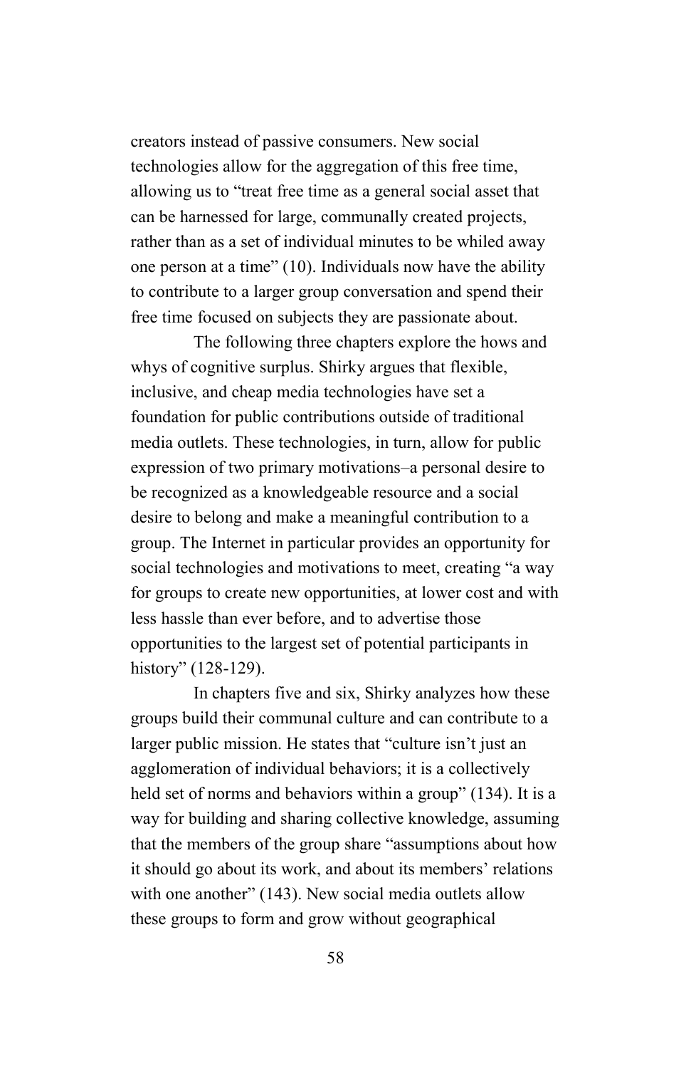creators instead of passive consumers. New social technologies allow for the aggregation of this free time, allowing us to "treat free time as a general social asset that can be harnessed for large, communally created projects, rather than as a set of individual minutes to be whiled away one person at a time" (10). Individuals now have the ability to contribute to a larger group conversation and spend their free time focused on subjects they are passionate about.

The following three chapters explore the hows and whys of cognitive surplus. Shirky argues that flexible, inclusive, and cheap media technologies have set a foundation for public contributions outside of traditional media outlets. These technologies, in turn, allow for public expression of two primary motivations–a personal desire to be recognized as a knowledgeable resource and a social desire to belong and make a meaningful contribution to a group. The Internet in particular provides an opportunity for social technologies and motivations to meet, creating "a way for groups to create new opportunities, at lower cost and with less hassle than ever before, and to advertise those opportunities to the largest set of potential participants in history" (128-129).

In chapters five and six, Shirky analyzes how these groups build their communal culture and can contribute to a larger public mission. He states that "culture isn't just an agglomeration of individual behaviors; it is a collectively held set of norms and behaviors within a group" (134). It is a way for building and sharing collective knowledge, assuming that the members of the group share "assumptions about how it should go about its work, and about its members' relations with one another" (143). New social media outlets allow these groups to form and grow without geographical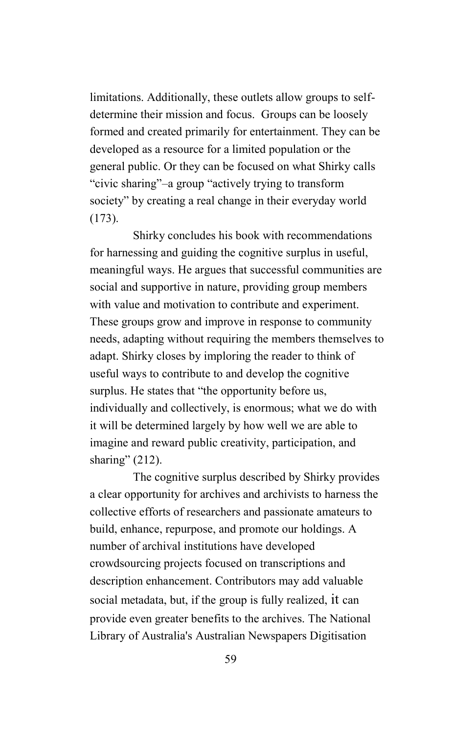limitations. Additionally, these outlets allow groups to self-determine their mission and focus. Groups can be loosely formed and created primarily for entertainment. They can be developed as a resource for a limited population or the general public. Or they can be focused on what Shirky calls "civic sharing"–a group "actively trying to transform society" by creating a real change in their everyday world (173).

Shirky concludes his book with recommendations for harnessing and guiding the cognitive surplus in useful, meaningful ways. He argues that successful communities are social and supportive in nature, providing group members with value and motivation to contribute and experiment. These groups grow and improve in response to community needs, adapting without requiring the members themselves to adapt. Shirky closes by imploring the reader to think of useful ways to contribute to and develop the cognitive surplus. He states that "the opportunity before us, individually and collectively, is enormous; what we do with it will be determined largely by how well we are able to imagine and reward public creativity, participation, and sharing" (212).

The cognitive surplus described by Shirky provides a clear opportunity for archives and archivists to harness the collective efforts of researchers and passionate amateurs to build, enhance, repurpose, and promote our holdings. A number of archival institutions have developed crowdsourcing projects focused on transcriptions and description enhancement. Contributors may add valuable social metadata, but, if the group is fully realized, it can provide even greater benefits to the archives. The National Library of Australia's Australian Newspapers Digitisation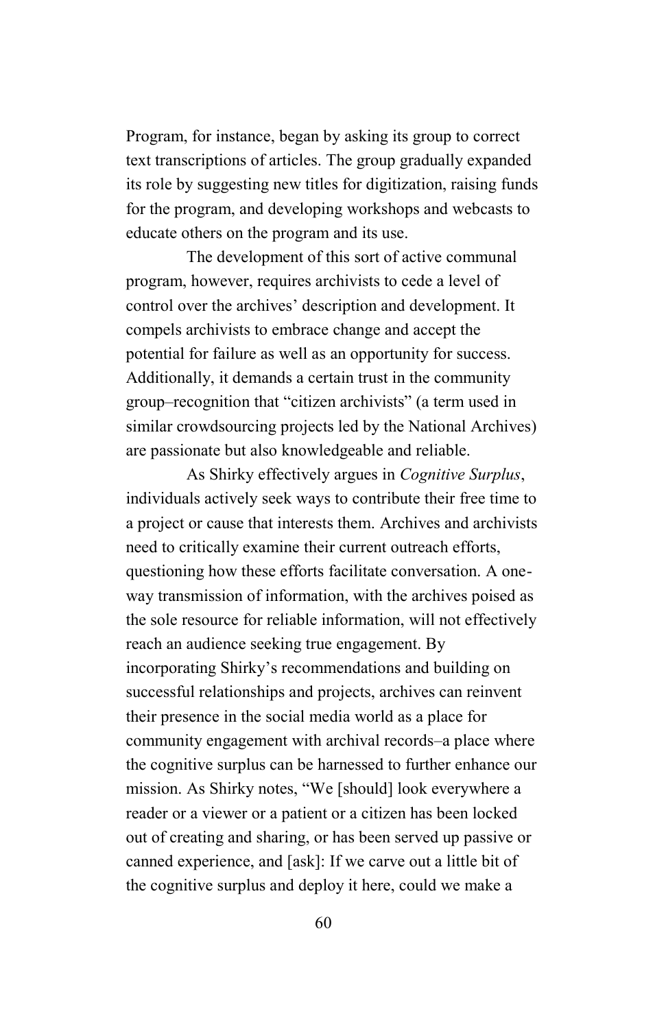Program, for instance, began by asking its group to correct text transcriptions of articles. The group gradually expanded its role by suggesting new titles for digitization, raising funds for the program, and developing workshops and webcasts to educate others on the program and its use.

The development of this sort of active communal program, however, requires archivists to cede a level of control over the archives' description and development. It compels archivists to embrace change and accept the potential for failure as well as an opportunity for success. Additionally, it demands a certain trust in the community group–recognition that "citizen archivists" (a term used in similar crowdsourcing projects led by the National Archives) are passionate but also knowledgeable and reliable.

As Shirky effectively argues in *Cognitive Surplus*, individuals actively seek ways to contribute their free time to a project or cause that interests them. Archives and archivists need to critically examine their current outreach efforts, questioning how these efforts facilitate conversation. A one-way transmission of information, with the archives poised as the sole resource for reliable information, will not effectively reach an audience seeking true engagement. By incorporating Shirky's recommendations and building on successful relationships and projects, archives can reinvent their presence in the social media world as a place for community engagement with archival records–a place where the cognitive surplus can be harnessed to further enhance our mission. As Shirky notes, "We [should] look everywhere a reader or a viewer or a patient or a citizen has been locked out of creating and sharing, or has been served up passive or canned experience, and [ask]: If we carve out a little bit of the cognitive surplus and deploy it here, could we make a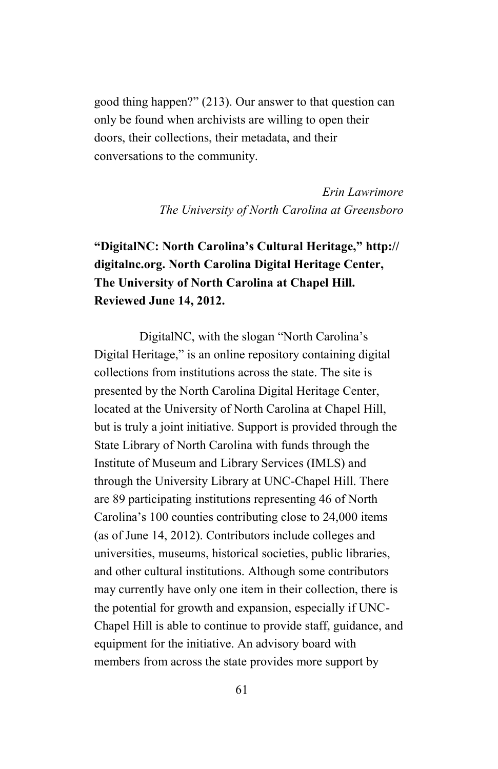good thing happen?" (213). Our answer to that question can only be found when archivists are willing to open their doors, their collections, their metadata, and their conversations to the community.

*Erin Lawrimore*
*The University of North Carolina at Greensboro*

**"DigitalNC: North Carolina's Cultural Heritage," http://digitalnc.org. North Carolina Digital Heritage Center, The University of North Carolina at Chapel Hill. Reviewed June 14, 2012.**

DigitalNC, with the slogan "North Carolina's Digital Heritage," is an online repository containing digital collections from institutions across the state. The site is presented by the North Carolina Digital Heritage Center, located at the University of North Carolina at Chapel Hill, but is truly a joint initiative. Support is provided through the State Library of North Carolina with funds through the Institute of Museum and Library Services (IMLS) and through the University Library at UNC-Chapel Hill. There are 89 participating institutions representing 46 of North Carolina's 100 counties contributing close to 24,000 items (as of June 14, 2012). Contributors include colleges and universities, museums, historical societies, public libraries, and other cultural institutions. Although some contributors may currently have only one item in their collection, there is the potential for growth and expansion, especially if UNC-Chapel Hill is able to continue to provide staff, guidance, and equipment for the initiative. An advisory board with members from across the state provides more support by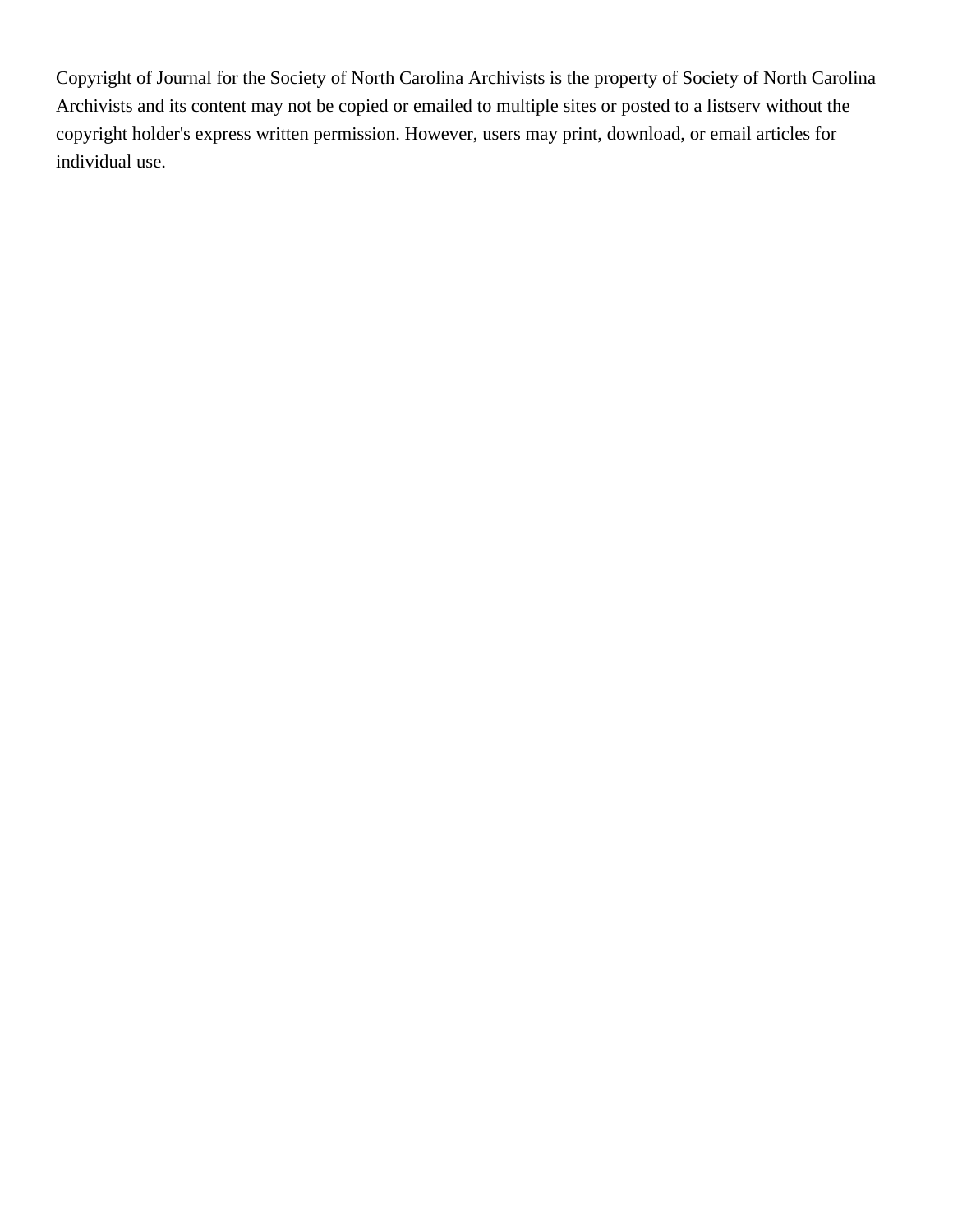Copyright of Journal for the Society of North Carolina Archivists is the property of Society of North Carolina Archivists and its content may not be copied or emailed to multiple sites or posted to a listserv without the copyright holder's express written permission. However, users may print, download, or email articles for individual use.